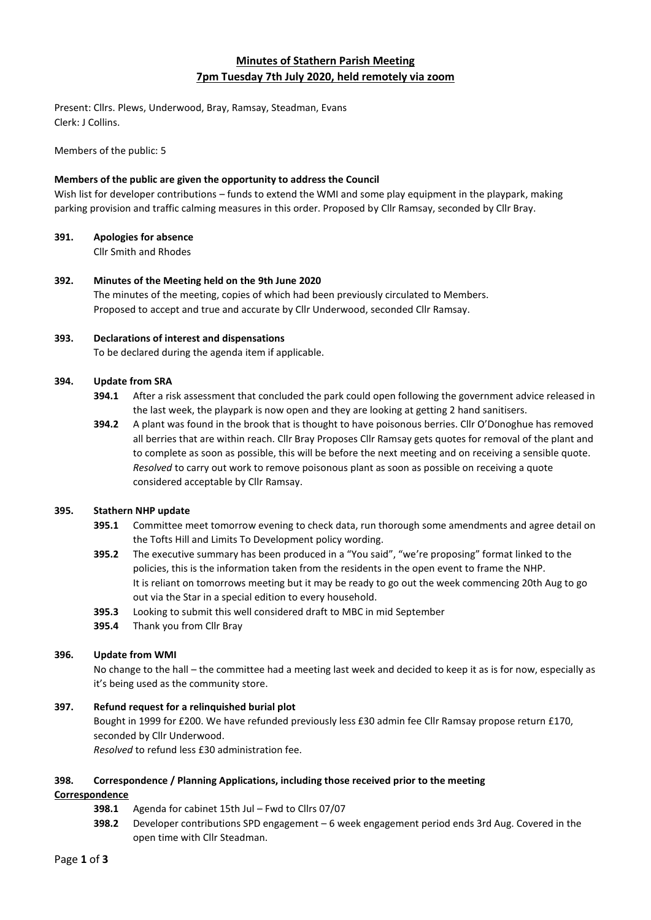# Minutes of Stathern Parish Meeting
## 7pm Tuesday 7th July 2020, held remotely via zoom

Present: Cllrs. Plews, Underwood, Bray, Ramsay, Steadman, Evans
Clerk: J Collins.

Members of the public: 5

**Members of the public are given the opportunity to address the Council**

Wish list for developer contributions – funds to extend the WMI and some play equipment in the playpark, making parking provision and traffic calming measures in this order. Proposed by Cllr Ramsay, seconded by Cllr Bray.

**391. Apologies for absence**

Cllr Smith and Rhodes

**392. Minutes of the Meeting held on the 9th June 2020**

The minutes of the meeting, copies of which had been previously circulated to Members.
Proposed to accept and true and accurate by Cllr Underwood, seconded Cllr Ramsay.

**393. Declarations of interest and dispensations**

To be declared during the agenda item if applicable.

**394. Update from SRA**

- **394.1** After a risk assessment that concluded the park could open following the government advice released in the last week, the playpark is now open and they are looking at getting 2 hand sanitisers.
- **394.2** A plant was found in the brook that is thought to have poisonous berries. Cllr O'Donoghue has removed all berries that are within reach. Cllr Bray Proposes Cllr Ramsay gets quotes for removal of the plant and to complete as soon as possible, this will be before the next meeting and on receiving a sensible quote. *Resolved* to carry out work to remove poisonous plant as soon as possible on receiving a quote considered acceptable by Cllr Ramsay.

**395. Stathern NHP update**

- **395.1** Committee meet tomorrow evening to check data, run thorough some amendments and agree detail on the Tofts Hill and Limits To Development policy wording.
- **395.2** The executive summary has been produced in a "You said", "we're proposing" format linked to the policies, this is the information taken from the residents in the open event to frame the NHP. It is reliant on tomorrows meeting but it may be ready to go out the week commencing 20th Aug to go out via the Star in a special edition to every household.
- **395.3** Looking to submit this well considered draft to MBC in mid September
- **395.4** Thank you from Cllr Bray

**396. Update from WMI**

No change to the hall – the committee had a meeting last week and decided to keep it as is for now, especially as it's being used as the community store.

**397. Refund request for a relinquished burial plot**

Bought in 1999 for £200. We have refunded previously less £30 admin fee Cllr Ramsay propose return £170, seconded by Cllr Underwood.
*Resolved* to refund less £30 administration fee.

**398. Correspondence / Planning Applications, including those received prior to the meeting**

**Correspondence**

- **398.1** Agenda for cabinet 15th Jul – Fwd to Cllrs 07/07
- **398.2** Developer contributions SPD engagement – 6 week engagement period ends 3rd Aug. Covered in the open time with Cllr Steadman.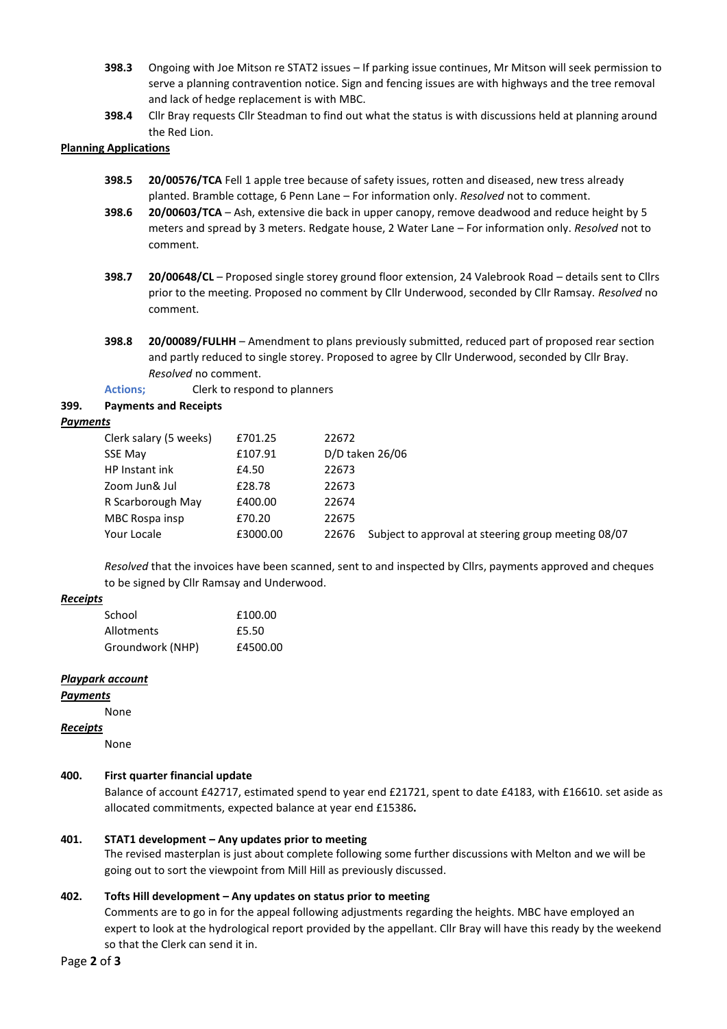**398.3** Ongoing with Joe Mitson re STAT2 issues – If parking issue continues, Mr Mitson will seek permission to serve a planning contravention notice. Sign and fencing issues are with highways and the tree removal and lack of hedge replacement is with MBC.

**398.4** Cllr Bray requests Cllr Steadman to find out what the status is with discussions held at planning around the Red Lion.

**Planning Applications**

**398.5** **20/00576/TCA** Fell 1 apple tree because of safety issues, rotten and diseased, new tress already planted. Bramble cottage, 6 Penn Lane – For information only. *Resolved* not to comment.

**398.6** **20/00603/TCA** – Ash, extensive die back in upper canopy, remove deadwood and reduce height by 5 meters and spread by 3 meters. Redgate house, 2 Water Lane – For information only. *Resolved* not to comment.

**398.7** **20/00648/CL** – Proposed single storey ground floor extension, 24 Valebrook Road – details sent to Cllrs prior to the meeting. Proposed no comment by Cllr Underwood, seconded by Cllr Ramsay. *Resolved* no comment.

**398.8** **20/00089/FULHH** – Amendment to plans previously submitted, reduced part of proposed rear section and partly reduced to single storey. Proposed to agree by Cllr Underwood, seconded by Cllr Bray. *Resolved* no comment.

**Actions;** Clerk to respond to planners

**399. Payments and Receipts**

***Payments***

| | | | |
|---|---|---|---|
| Clerk salary (5 weeks) | £701.25 | 22672 | |
| SSE May | £107.91 | D/D taken 26/06 | |
| HP Instant ink | £4.50 | 22673 | |
| Zoom Jun& Jul | £28.78 | 22673 | |
| R Scarborough May | £400.00 | 22674 | |
| MBC Rospa insp | £70.20 | 22675 | |
| Your Locale | £3000.00 | 22676 | Subject to approval at steering group meeting 08/07 |

*Resolved* that the invoices have been scanned, sent to and inspected by Cllrs, payments approved and cheques to be signed by Cllr Ramsay and Underwood.

***Receipts***

| | |
|---|---|
| School | £100.00 |
| Allotments | £5.50 |
| Groundwork (NHP) | £4500.00 |

***Playpark account***

***Payments***

None

***Receipts***

None

**400. First quarter financial update**

Balance of account £42717, estimated spend to year end £21721, spent to date £4183, with £16610. set aside as allocated commitments, expected balance at year end £15386**.**

**401. STAT1 development – Any updates prior to meeting**

The revised masterplan is just about complete following some further discussions with Melton and we will be going out to sort the viewpoint from Mill Hill as previously discussed.

**402. Tofts Hill development – Any updates on status prior to meeting**

Comments are to go in for the appeal following adjustments regarding the heights. MBC have employed an expert to look at the hydrological report provided by the appellant. Cllr Bray will have this ready by the weekend so that the Clerk can send it in.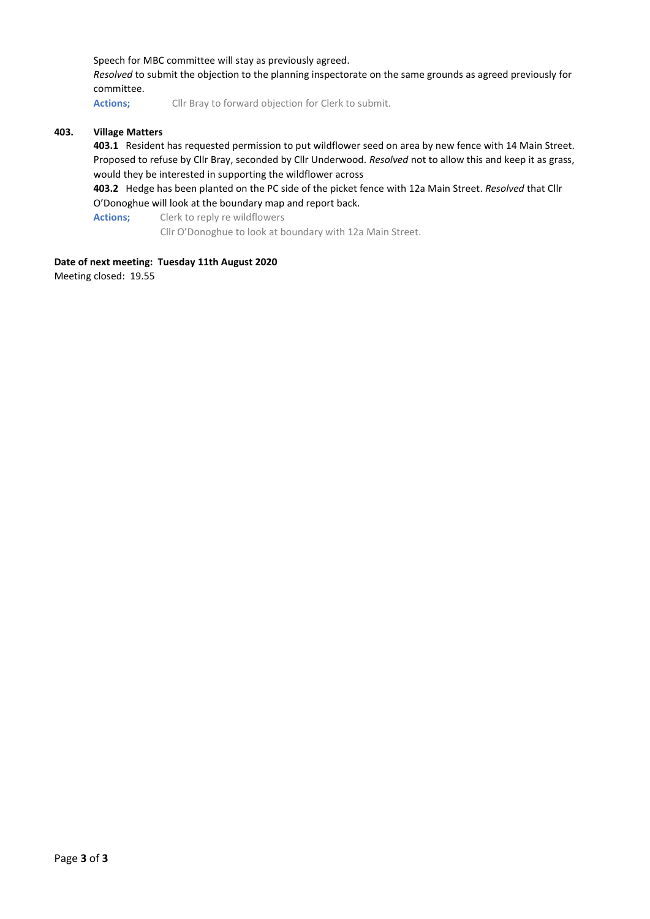Speech for MBC committee will stay as previously agreed.

*Resolved* to submit the objection to the planning inspectorate on the same grounds as agreed previously for committee.

**Actions;** Cllr Bray to forward objection for Clerk to submit.

### 403. Village Matters

**403.1** Resident has requested permission to put wildflower seed on area by new fence with 14 Main Street. Proposed to refuse by Cllr Bray, seconded by Cllr Underwood. *Resolved* not to allow this and keep it as grass, would they be interested in supporting the wildflower across

**403.2** Hedge has been planted on the PC side of the picket fence with 12a Main Street. *Resolved* that Cllr O'Donoghue will look at the boundary map and report back.

**Actions;** Clerk to reply re wildflowers
Cllr O'Donoghue to look at boundary with 12a Main Street.

**Date of next meeting: Tuesday 11th August 2020**

Meeting closed: 19.55